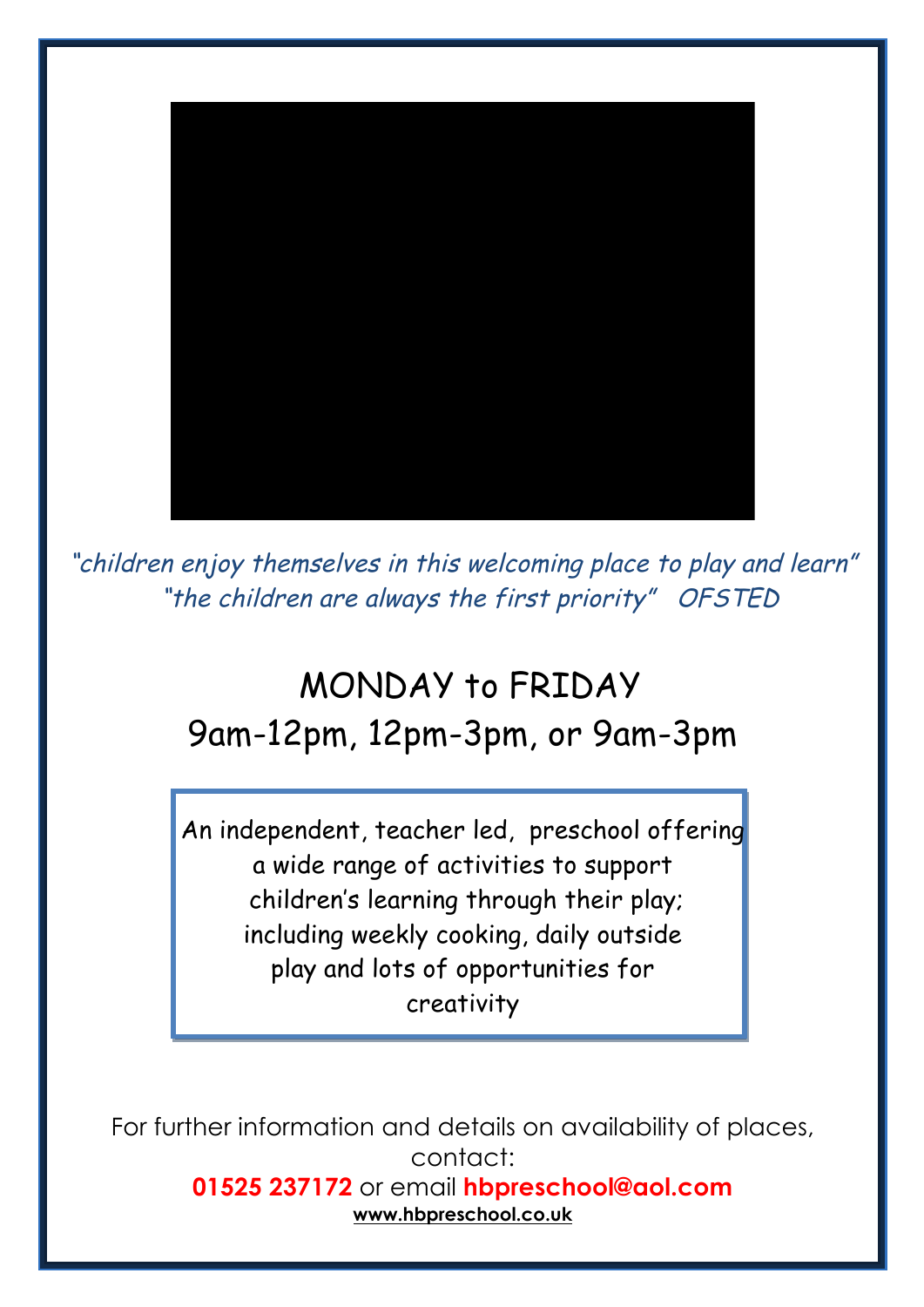*"children enjoy themselves in this welcoming place to play and learn"*
*"the children are always the first priority"   OFSTED*

## MONDAY to FRIDAY
## 9am-12pm, 12pm-3pm, or 9am-3pm

An independent, teacher led, preschool offering a wide range of activities to support children's learning through their play; including weekly cooking, daily outside play and lots of opportunities for creativity

For further information and details on availability of places, contact:

**01525 237172** or email **hbpreschool@aol.com**

**www.hbpreschool.co.uk**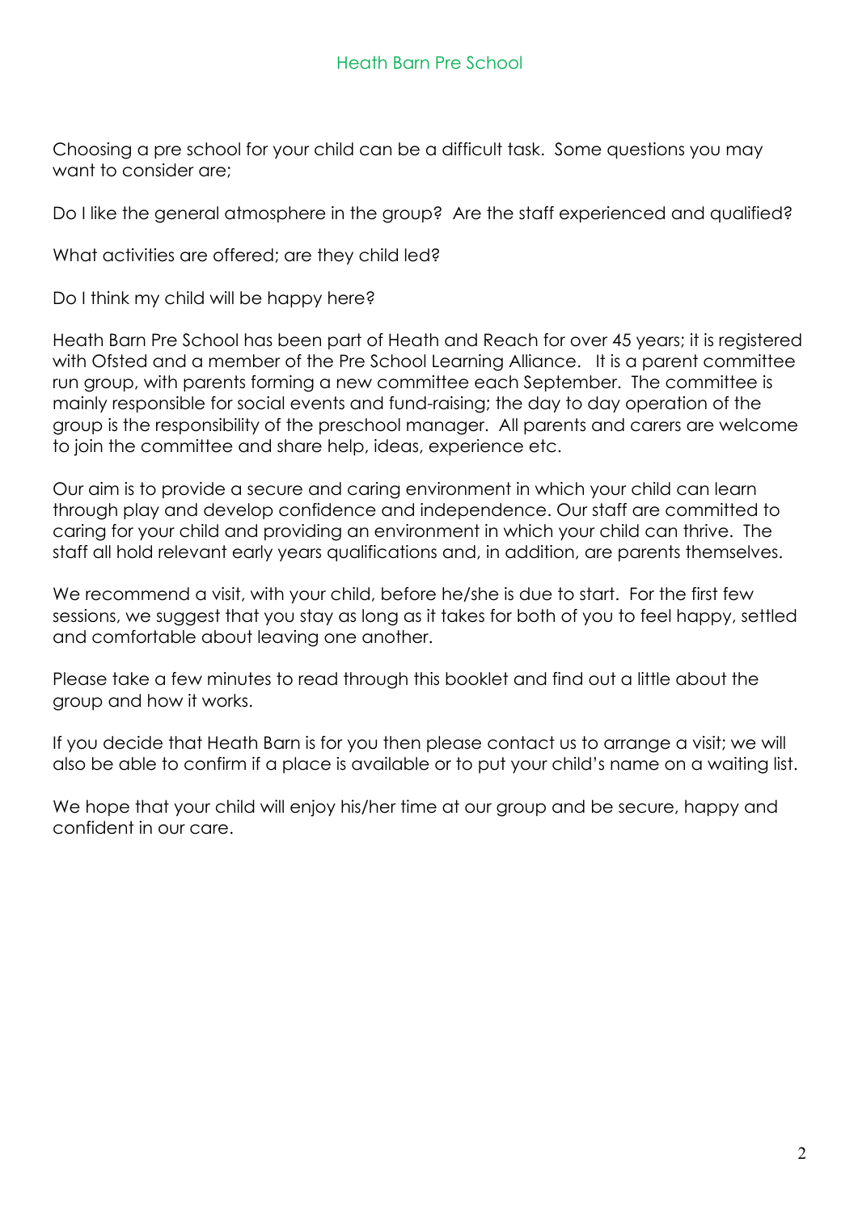Choosing a pre school for your child can be a difficult task. Some questions you may want to consider are;

Do I like the general atmosphere in the group? Are the staff experienced and qualified?

What activities are offered; are they child led?

Do I think my child will be happy here?

Heath Barn Pre School has been part of Heath and Reach for over 45 years; it is registered with Ofsted and a member of the Pre School Learning Alliance. It is a parent committee run group, with parents forming a new committee each September. The committee is mainly responsible for social events and fund-raising; the day to day operation of the group is the responsibility of the preschool manager. All parents and carers are welcome to join the committee and share help, ideas, experience etc.

Our aim is to provide a secure and caring environment in which your child can learn through play and develop confidence and independence. Our staff are committed to caring for your child and providing an environment in which your child can thrive. The staff all hold relevant early years qualifications and, in addition, are parents themselves.

We recommend a visit, with your child, before he/she is due to start. For the first few sessions, we suggest that you stay as long as it takes for both of you to feel happy, settled and comfortable about leaving one another.

Please take a few minutes to read through this booklet and find out a little about the group and how it works.

If you decide that Heath Barn is for you then please contact us to arrange a visit; we will also be able to confirm if a place is available or to put your child's name on a waiting list.

We hope that your child will enjoy his/her time at our group and be secure, happy and confident in our care.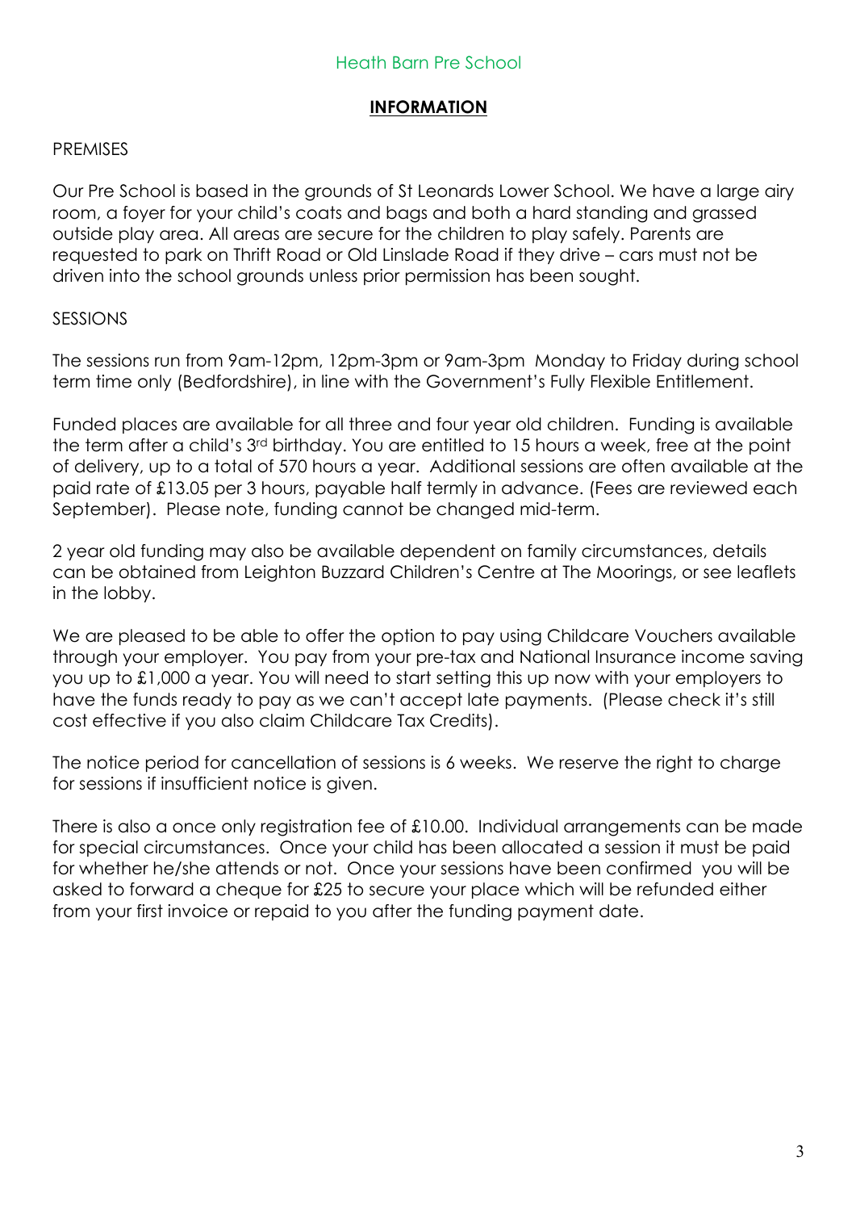Heath Barn Pre School

## INFORMATION

PREMISES

Our Pre School is based in the grounds of St Leonards Lower School. We have a large airy room, a foyer for your child's coats and bags and both a hard standing and grassed outside play area. All areas are secure for the children to play safely. Parents are requested to park on Thrift Road or Old Linslade Road if they drive – cars must not be driven into the school grounds unless prior permission has been sought.

SESSIONS

The sessions run from 9am-12pm, 12pm-3pm or 9am-3pm Monday to Friday during school term time only (Bedfordshire), in line with the Government's Fully Flexible Entitlement.

Funded places are available for all three and four year old children. Funding is available the term after a child's 3rd birthday. You are entitled to 15 hours a week, free at the point of delivery, up to a total of 570 hours a year. Additional sessions are often available at the paid rate of £13.05 per 3 hours, payable half termly in advance. (Fees are reviewed each September). Please note, funding cannot be changed mid-term.

2 year old funding may also be available dependent on family circumstances, details can be obtained from Leighton Buzzard Children's Centre at The Moorings, or see leaflets in the lobby.

We are pleased to be able to offer the option to pay using Childcare Vouchers available through your employer. You pay from your pre-tax and National Insurance income saving you up to £1,000 a year. You will need to start setting this up now with your employers to have the funds ready to pay as we can't accept late payments. (Please check it's still cost effective if you also claim Childcare Tax Credits).

The notice period for cancellation of sessions is 6 weeks. We reserve the right to charge for sessions if insufficient notice is given.

There is also a once only registration fee of £10.00. Individual arrangements can be made for special circumstances. Once your child has been allocated a session it must be paid for whether he/she attends or not. Once your sessions have been confirmed you will be asked to forward a cheque for £25 to secure your place which will be refunded either from your first invoice or repaid to you after the funding payment date.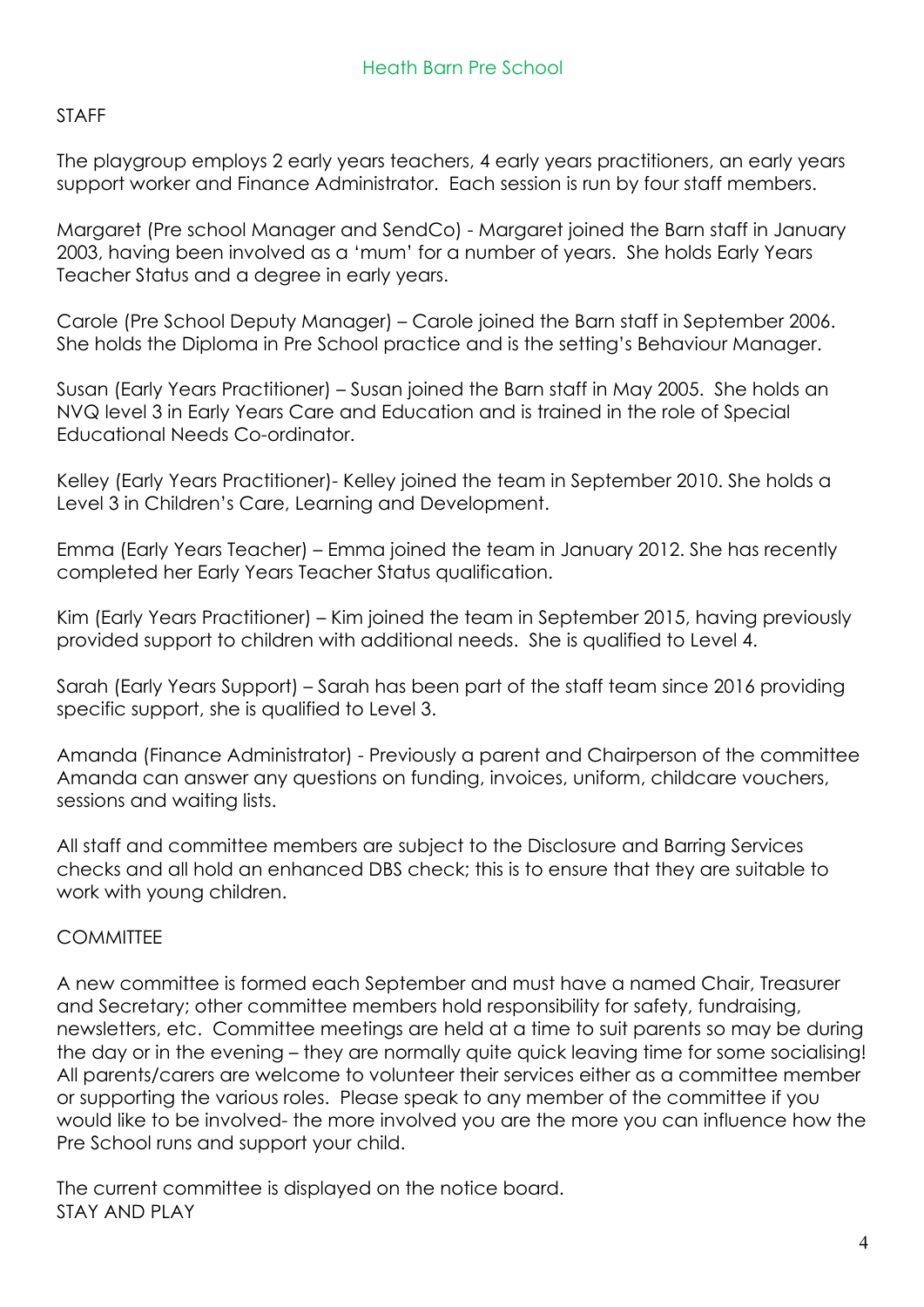## STAFF

The playgroup employs 2 early years teachers, 4 early years practitioners, an early years support worker and Finance Administrator. Each session is run by four staff members.

Margaret (Pre school Manager and SendCo) - Margaret joined the Barn staff in January 2003, having been involved as a 'mum' for a number of years. She holds Early Years Teacher Status and a degree in early years.

Carole (Pre School Deputy Manager) – Carole joined the Barn staff in September 2006. She holds the Diploma in Pre School practice and is the setting's Behaviour Manager.

Susan (Early Years Practitioner) – Susan joined the Barn staff in May 2005. She holds an NVQ level 3 in Early Years Care and Education and is trained in the role of Special Educational Needs Co-ordinator.

Kelley (Early Years Practitioner)- Kelley joined the team in September 2010. She holds a Level 3 in Children's Care, Learning and Development.

Emma (Early Years Teacher) – Emma joined the team in January 2012. She has recently completed her Early Years Teacher Status qualification.

Kim (Early Years Practitioner) – Kim joined the team in September 2015, having previously provided support to children with additional needs. She is qualified to Level 4.

Sarah (Early Years Support) – Sarah has been part of the staff team since 2016 providing specific support, she is qualified to Level 3.

Amanda (Finance Administrator) - Previously a parent and Chairperson of the committee Amanda can answer any questions on funding, invoices, uniform, childcare vouchers, sessions and waiting lists.

All staff and committee members are subject to the Disclosure and Barring Services checks and all hold an enhanced DBS check; this is to ensure that they are suitable to work with young children.

## COMMITTEE

A new committee is formed each September and must have a named Chair, Treasurer and Secretary; other committee members hold responsibility for safety, fundraising, newsletters, etc. Committee meetings are held at a time to suit parents so may be during the day or in the evening – they are normally quite quick leaving time for some socialising! All parents/carers are welcome to volunteer their services either as a committee member or supporting the various roles. Please speak to any member of the committee if you would like to be involved- the more involved you are the more you can influence how the Pre School runs and support your child.

The current committee is displayed on the notice board.

## STAY AND PLAY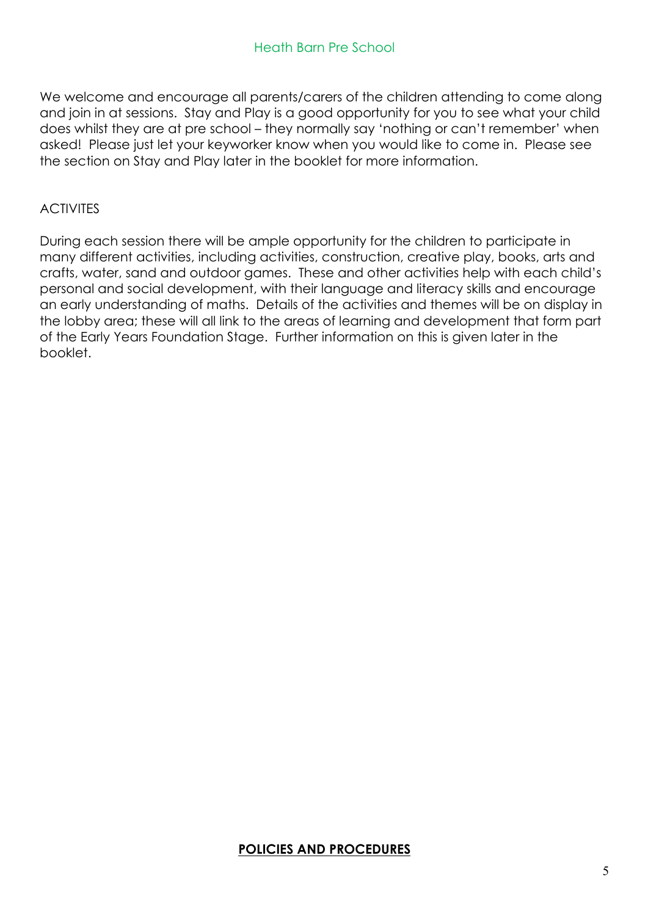We welcome and encourage all parents/carers of the children attending to come along and join in at sessions. Stay and Play is a good opportunity for you to see what your child does whilst they are at pre school – they normally say 'nothing or can't remember' when asked! Please just let your keyworker know when you would like to come in. Please see the section on Stay and Play later in the booklet for more information.

## ACTIVITES

During each session there will be ample opportunity for the children to participate in many different activities, including activities, construction, creative play, books, arts and crafts, water, sand and outdoor games. These and other activities help with each child's personal and social development, with their language and literacy skills and encourage an early understanding of maths. Details of the activities and themes will be on display in the lobby area; these will all link to the areas of learning and development that form part of the Early Years Foundation Stage. Further information on this is given later in the booklet.

## **POLICIES AND PROCEDURES**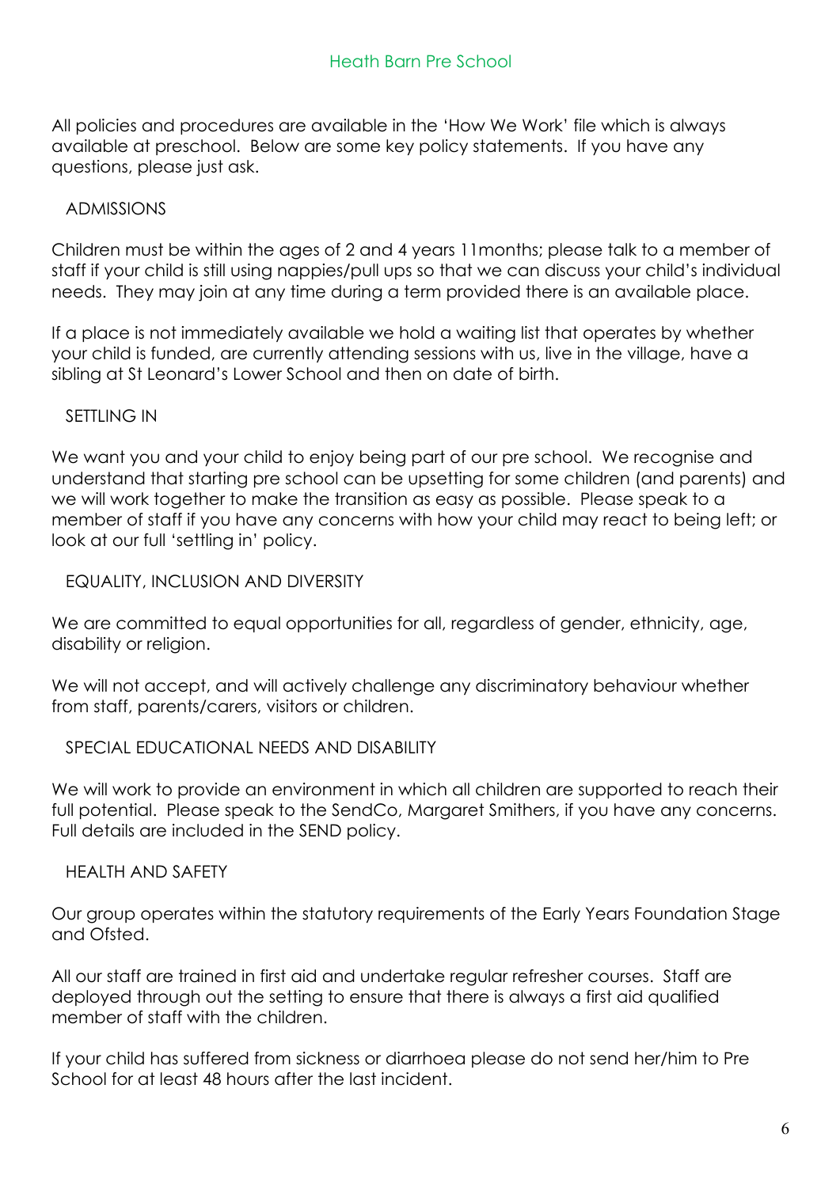All policies and procedures are available in the 'How We Work' file which is always available at preschool. Below are some key policy statements. If you have any questions, please just ask.

## ADMISSIONS

Children must be within the ages of 2 and 4 years 11months; please talk to a member of staff if your child is still using nappies/pull ups so that we can discuss your child's individual needs. They may join at any time during a term provided there is an available place.

If a place is not immediately available we hold a waiting list that operates by whether your child is funded, are currently attending sessions with us, live in the village, have a sibling at St Leonard's Lower School and then on date of birth.

## SETTLING IN

We want you and your child to enjoy being part of our pre school. We recognise and understand that starting pre school can be upsetting for some children (and parents) and we will work together to make the transition as easy as possible. Please speak to a member of staff if you have any concerns with how your child may react to being left; or look at our full 'settling in' policy.

## EQUALITY, INCLUSION AND DIVERSITY

We are committed to equal opportunities for all, regardless of gender, ethnicity, age, disability or religion.

We will not accept, and will actively challenge any discriminatory behaviour whether from staff, parents/carers, visitors or children.

## SPECIAL EDUCATIONAL NEEDS AND DISABILITY

We will work to provide an environment in which all children are supported to reach their full potential. Please speak to the SendCo, Margaret Smithers, if you have any concerns. Full details are included in the SEND policy.

## HEALTH AND SAFETY

Our group operates within the statutory requirements of the Early Years Foundation Stage and Ofsted.

All our staff are trained in first aid and undertake regular refresher courses. Staff are deployed through out the setting to ensure that there is always a first aid qualified member of staff with the children.

If your child has suffered from sickness or diarrhoea please do not send her/him to Pre School for at least 48 hours after the last incident.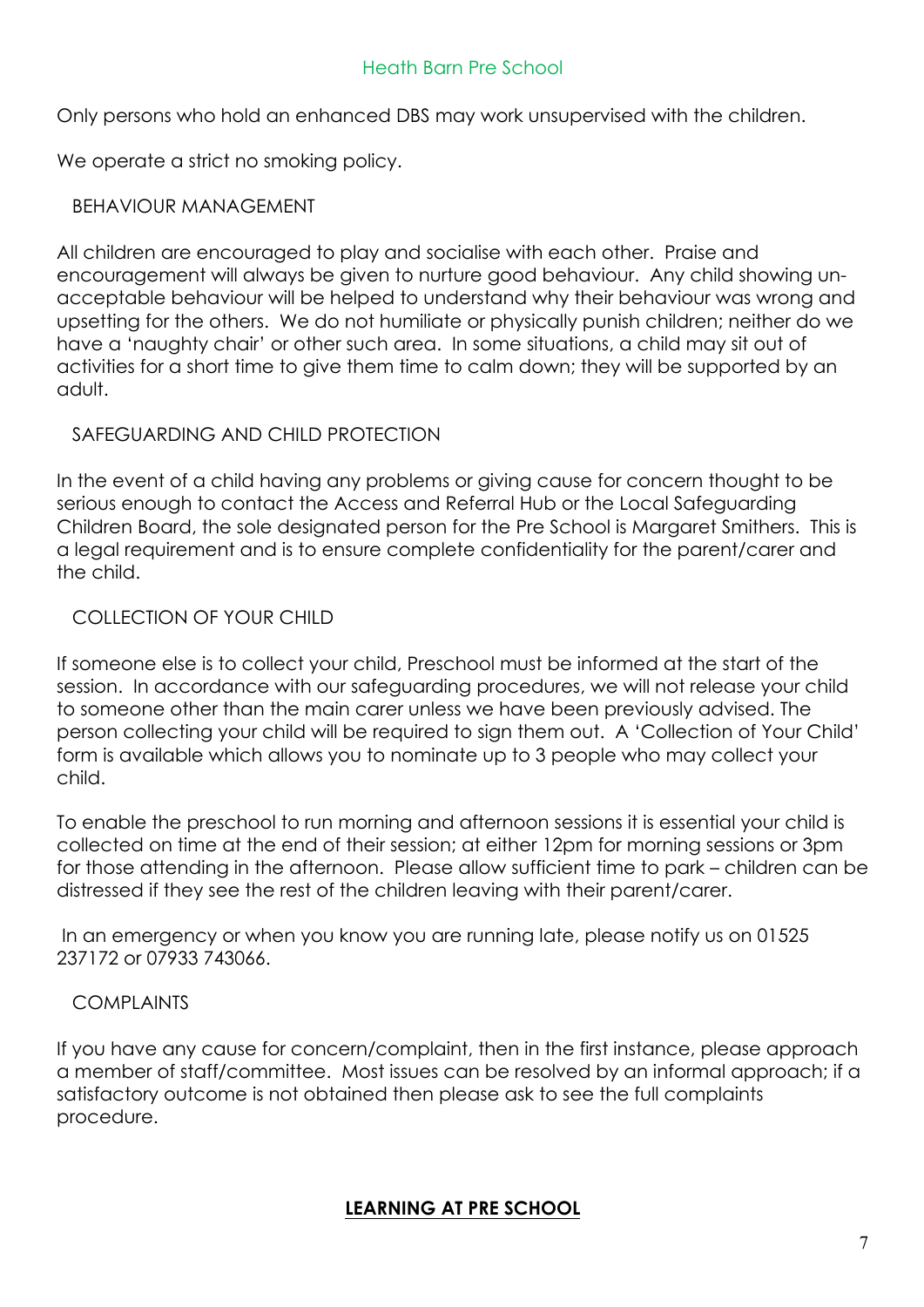Only persons who hold an enhanced DBS may work unsupervised with the children.

We operate a strict no smoking policy.

## BEHAVIOUR MANAGEMENT

All children are encouraged to play and socialise with each other. Praise and encouragement will always be given to nurture good behaviour. Any child showing un-acceptable behaviour will be helped to understand why their behaviour was wrong and upsetting for the others. We do not humiliate or physically punish children; neither do we have a 'naughty chair' or other such area. In some situations, a child may sit out of activities for a short time to give them time to calm down; they will be supported by an adult.

## SAFEGUARDING AND CHILD PROTECTION

In the event of a child having any problems or giving cause for concern thought to be serious enough to contact the Access and Referral Hub or the Local Safeguarding Children Board, the sole designated person for the Pre School is Margaret Smithers. This is a legal requirement and is to ensure complete confidentiality for the parent/carer and the child.

## COLLECTION OF YOUR CHILD

If someone else is to collect your child, Preschool must be informed at the start of the session. In accordance with our safeguarding procedures, we will not release your child to someone other than the main carer unless we have been previously advised. The person collecting your child will be required to sign them out. A 'Collection of Your Child' form is available which allows you to nominate up to 3 people who may collect your child.

To enable the preschool to run morning and afternoon sessions it is essential your child is collected on time at the end of their session; at either 12pm for morning sessions or 3pm for those attending in the afternoon. Please allow sufficient time to park – children can be distressed if they see the rest of the children leaving with their parent/carer.

In an emergency or when you know you are running late, please notify us on 01525 237172 or 07933 743066.

## COMPLAINTS

If you have any cause for concern/complaint, then in the first instance, please approach a member of staff/committee. Most issues can be resolved by an informal approach; if a satisfactory outcome is not obtained then please ask to see the full complaints procedure.

## **LEARNING AT PRE SCHOOL**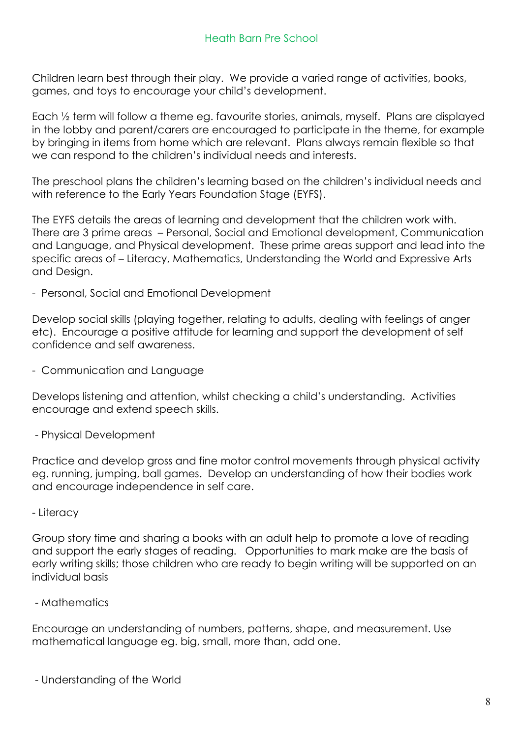Children learn best through their play. We provide a varied range of activities, books, games, and toys to encourage your child's development.

Each ½ term will follow a theme eg. favourite stories, animals, myself. Plans are displayed in the lobby and parent/carers are encouraged to participate in the theme, for example by bringing in items from home which are relevant. Plans always remain flexible so that we can respond to the children's individual needs and interests.

The preschool plans the children's learning based on the children's individual needs and with reference to the Early Years Foundation Stage (EYFS).

The EYFS details the areas of learning and development that the children work with. There are 3 prime areas – Personal, Social and Emotional development, Communication and Language, and Physical development. These prime areas support and lead into the specific areas of – Literacy, Mathematics, Understanding the World and Expressive Arts and Design.

- Personal, Social and Emotional Development

Develop social skills (playing together, relating to adults, dealing with feelings of anger etc). Encourage a positive attitude for learning and support the development of self confidence and self awareness.

- Communication and Language

Develops listening and attention, whilst checking a child's understanding. Activities encourage and extend speech skills.

- Physical Development

Practice and develop gross and fine motor control movements through physical activity eg. running, jumping, ball games. Develop an understanding of how their bodies work and encourage independence in self care.

- Literacy

Group story time and sharing a books with an adult help to promote a love of reading and support the early stages of reading. Opportunities to mark make are the basis of early writing skills; those children who are ready to begin writing will be supported on an individual basis

- Mathematics

Encourage an understanding of numbers, patterns, shape, and measurement. Use mathematical language eg. big, small, more than, add one.

- Understanding of the World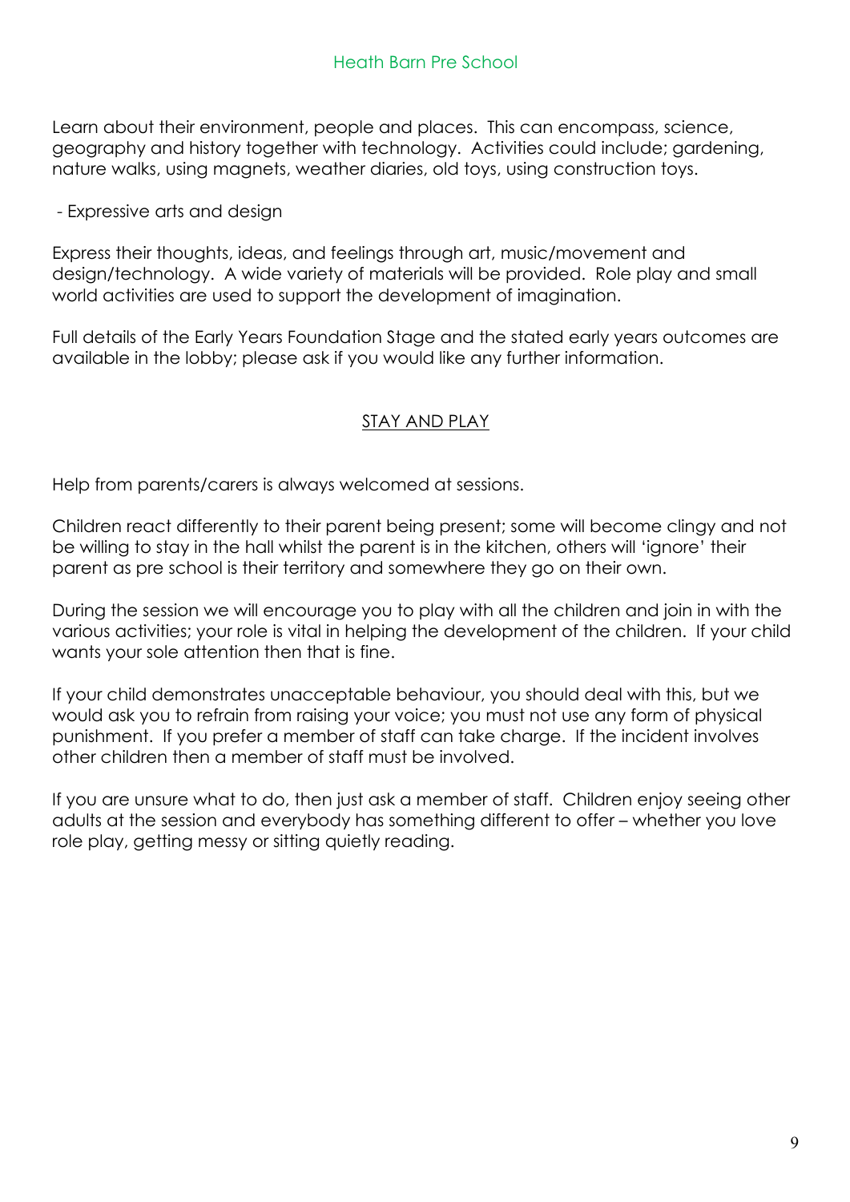Learn about their environment, people and places. This can encompass, science, geography and history together with technology. Activities could include; gardening, nature walks, using magnets, weather diaries, old toys, using construction toys.

- Expressive arts and design

Express their thoughts, ideas, and feelings through art, music/movement and design/technology. A wide variety of materials will be provided. Role play and small world activities are used to support the development of imagination.

Full details of the Early Years Foundation Stage and the stated early years outcomes are available in the lobby; please ask if you would like any further information.

## STAY AND PLAY

Help from parents/carers is always welcomed at sessions.

Children react differently to their parent being present; some will become clingy and not be willing to stay in the hall whilst the parent is in the kitchen, others will 'ignore' their parent as pre school is their territory and somewhere they go on their own.

During the session we will encourage you to play with all the children and join in with the various activities; your role is vital in helping the development of the children. If your child wants your sole attention then that is fine.

If your child demonstrates unacceptable behaviour, you should deal with this, but we would ask you to refrain from raising your voice; you must not use any form of physical punishment. If you prefer a member of staff can take charge. If the incident involves other children then a member of staff must be involved.

If you are unsure what to do, then just ask a member of staff. Children enjoy seeing other adults at the session and everybody has something different to offer – whether you love role play, getting messy or sitting quietly reading.